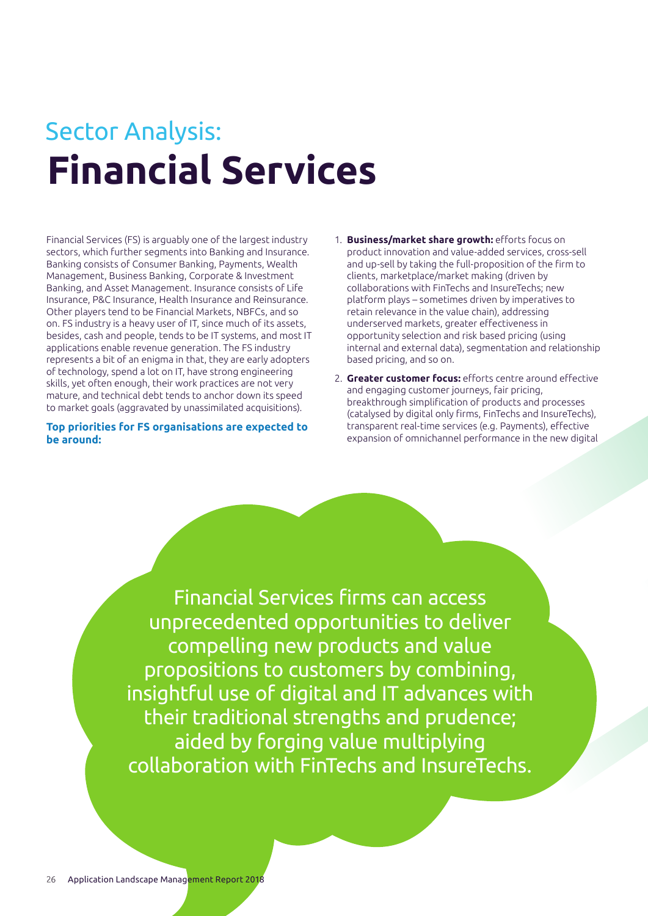# Sector Analysis: **Financial Services**

Financial Services (FS) is arguably one of the largest industry sectors, which further segments into Banking and Insurance. Banking consists of Consumer Banking, Payments, Wealth Management, Business Banking, Corporate & Investment Banking, and Asset Management. Insurance consists of Life Insurance, P&C Insurance, Health Insurance and Reinsurance. Other players tend to be Financial Markets, NBFCs, and so on. FS industry is a heavy user of IT, since much of its assets, besides, cash and people, tends to be IT systems, and most IT applications enable revenue generation. The FS industry represents a bit of an enigma in that, they are early adopters of technology, spend a lot on IT, have strong engineering skills, yet often enough, their work practices are not very mature, and technical debt tends to anchor down its speed to market goals (aggravated by unassimilated acquisitions).

**Top priorities for FS organisations are expected to be around:**

1. **Business/market share growth:** efforts focus on product innovation and value-added services, cross-sell and up-sell by taking the full-proposition of the firm to clients, marketplace/market making (driven by collaborations with FinTechs and InsureTechs; new platform plays – sometimes driven by imperatives to retain relevance in the value chain), addressing underserved markets, greater effectiveness in opportunity selection and risk based pricing (using internal and external data), segmentation and relationship based pricing, and so on.
2. **Greater customer focus:** efforts centre around effective and engaging customer journeys, fair pricing, breakthrough simplification of products and processes (catalysed by digital only firms, FinTechs and InsureTechs), transparent real-time services (e.g. Payments), effective expansion of omnichannel performance in the new digital

Financial Services firms can access unprecedented opportunities to deliver compelling new products and value propositions to customers by combining, insightful use of digital and IT advances with their traditional strengths and prudence; aided by forging value multiplying collaboration with FinTechs and InsureTechs.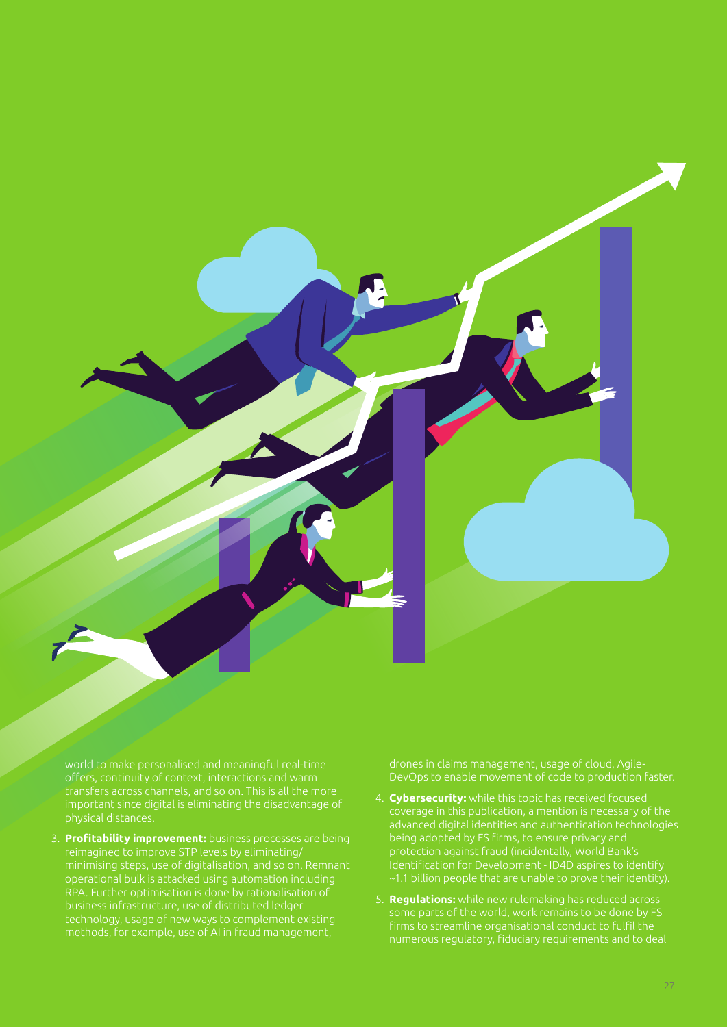world to make personalised and meaningful real-time offers, continuity of context, interactions and warm transfers across channels, and so on. This is all the more important since digital is eliminating the disadvantage of physical distances.

3. **Profitability improvement:** business processes are being reimagined to improve STP levels by eliminating/minimising steps, use of digitalisation, and so on. Remnant operational bulk is attacked using automation including RPA. Further optimisation is done by rationalisation of business infrastructure, use of distributed ledger technology, usage of new ways to complement existing methods, for example, use of AI in fraud management, drones in claims management, usage of cloud, Agile-DevOps to enable movement of code to production faster.

4. **Cybersecurity:** while this topic has received focused coverage in this publication, a mention is necessary of the advanced digital identities and authentication technologies being adopted by FS firms, to ensure privacy and protection against fraud (incidentally, World Bank's Identification for Development - ID4D aspires to identify ~1.1 billion people that are unable to prove their identity).

5. **Regulations:** while new rulemaking has reduced across some parts of the world, work remains to be done by FS firms to streamline organisational conduct to fulfil the numerous regulatory, fiduciary requirements and to deal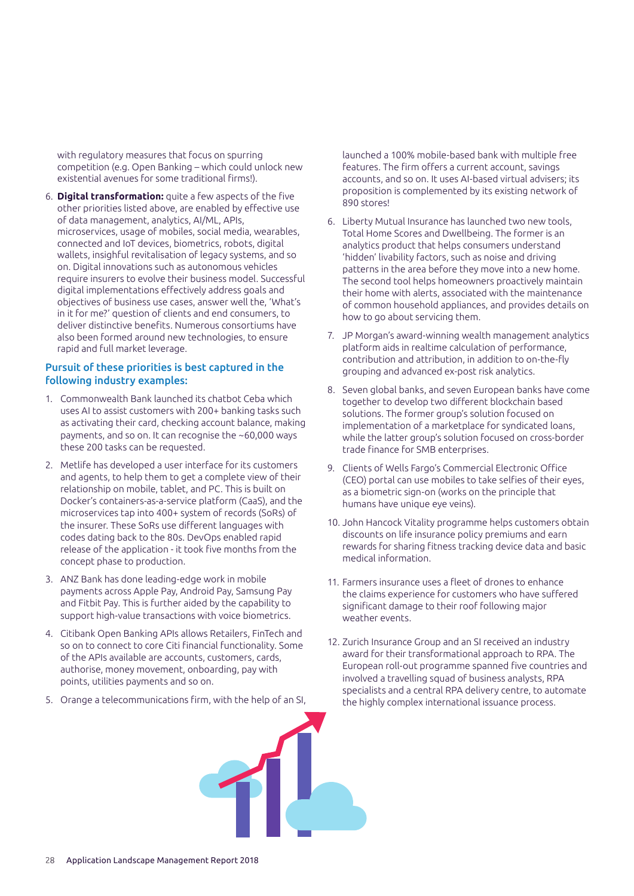with regulatory measures that focus on spurring competition (e.g. Open Banking – which could unlock new existential avenues for some traditional firms!).

6. **Digital transformation:** quite a few aspects of the five other priorities listed above, are enabled by effective use of data management, analytics, AI/ML, APIs, microservices, usage of mobiles, social media, wearables, connected and IoT devices, biometrics, robots, digital wallets, insightful revitalisation of legacy systems, and so on. Digital innovations such as autonomous vehicles require insurers to evolve their business model. Successful digital implementations effectively address goals and objectives of business use cases, answer well the, 'What's in it for me?' question of clients and end consumers, to deliver distinctive benefits. Numerous consortiums have also been formed around new technologies, to ensure rapid and full market leverage.

### Pursuit of these priorities is best captured in the following industry examples:

1. Commonwealth Bank launched its chatbot Ceba which uses AI to assist customers with 200+ banking tasks such as activating their card, checking account balance, making payments, and so on. It can recognise the ~60,000 ways these 200 tasks can be requested.
2. Metlife has developed a user interface for its customers and agents, to help them to get a complete view of their relationship on mobile, tablet, and PC. This is built on Docker's containers-as-a-service platform (CaaS), and the microservices tap into 400+ system of records (SoRs) of the insurer. These SoRs use different languages with codes dating back to the 80s. DevOps enabled rapid release of the application - it took five months from the concept phase to production.
3. ANZ Bank has done leading-edge work in mobile payments across Apple Pay, Android Pay, Samsung Pay and Fitbit Pay. This is further aided by the capability to support high-value transactions with voice biometrics.
4. Citibank Open Banking APIs allows Retailers, FinTech and so on to connect to core Citi financial functionality. Some of the APIs available are accounts, customers, cards, authorise, money movement, onboarding, pay with points, utilities payments and so on.
5. Orange a telecommunications firm, with the help of an SI, launched a 100% mobile-based bank with multiple free features. The firm offers a current account, savings accounts, and so on. It uses AI-based virtual advisers; its proposition is complemented by its existing network of 890 stores!
6. Liberty Mutual Insurance has launched two new tools, Total Home Scores and Dwellbeing. The former is an analytics product that helps consumers understand 'hidden' livability factors, such as noise and driving patterns in the area before they move into a new home. The second tool helps homeowners proactively maintain their home with alerts, associated with the maintenance of common household appliances, and provides details on how to go about servicing them.
7. JP Morgan's award-winning wealth management analytics platform aids in realtime calculation of performance, contribution and attribution, in addition to on-the-fly grouping and advanced ex-post risk analytics.
8. Seven global banks, and seven European banks have come together to develop two different blockchain based solutions. The former group's solution focused on implementation of a marketplace for syndicated loans, while the latter group's solution focused on cross-border trade finance for SMB enterprises.
9. Clients of Wells Fargo's Commercial Electronic Office (CEO) portal can use mobiles to take selfies of their eyes, as a biometric sign-on (works on the principle that humans have unique eye veins).
10. John Hancock Vitality programme helps customers obtain discounts on life insurance policy premiums and earn rewards for sharing fitness tracking device data and basic medical information.
11. Farmers insurance uses a fleet of drones to enhance the claims experience for customers who have suffered significant damage to their roof following major weather events.
12. Zurich Insurance Group and an SI received an industry award for their transformational approach to RPA. The European roll-out programme spanned five countries and involved a travelling squad of business analysts, RPA specialists and a central RPA delivery centre, to automate the highly complex international issuance process.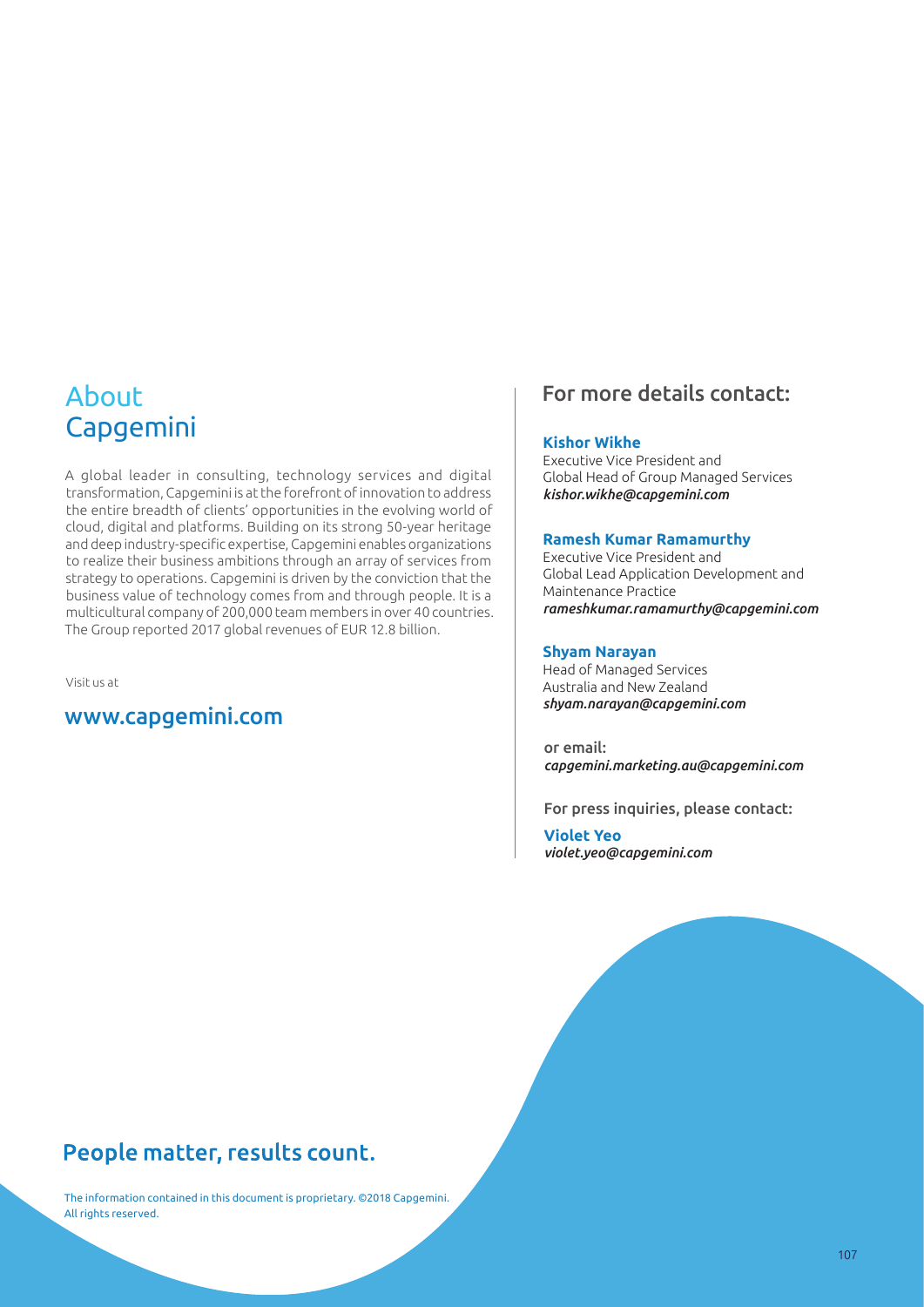## About Capgemini

A global leader in consulting, technology services and digital transformation, Capgemini is at the forefront of innovation to address the entire breadth of clients' opportunities in the evolving world of cloud, digital and platforms. Building on its strong 50-year heritage and deep industry-specific expertise, Capgemini enables organizations to realize their business ambitions through an array of services from strategy to operations. Capgemini is driven by the conviction that the business value of technology comes from and through people. It is a multicultural company of 200,000 team members in over 40 countries. The Group reported 2017 global revenues of EUR 12.8 billion.

Visit us at

### www.capgemini.com

## For more details contact:

**Kishor Wikhe**
Executive Vice President and
Global Head of Group Managed Services
*kishor.wikhe@capgemini.com*

**Ramesh Kumar Ramamurthy**
Executive Vice President and
Global Lead Application Development and
Maintenance Practice
*rameshkumar.ramamurthy@capgemini.com*

**Shyam Narayan**
Head of Managed Services
Australia and New Zealand
*shyam.narayan@capgemini.com*

or email:
*capgemini.marketing.au@capgemini.com*

For press inquiries, please contact:

**Violet Yeo**
*violet.yeo@capgemini.com*

### People matter, results count.

The information contained in this document is proprietary. ©2018 Capgemini. All rights reserved.